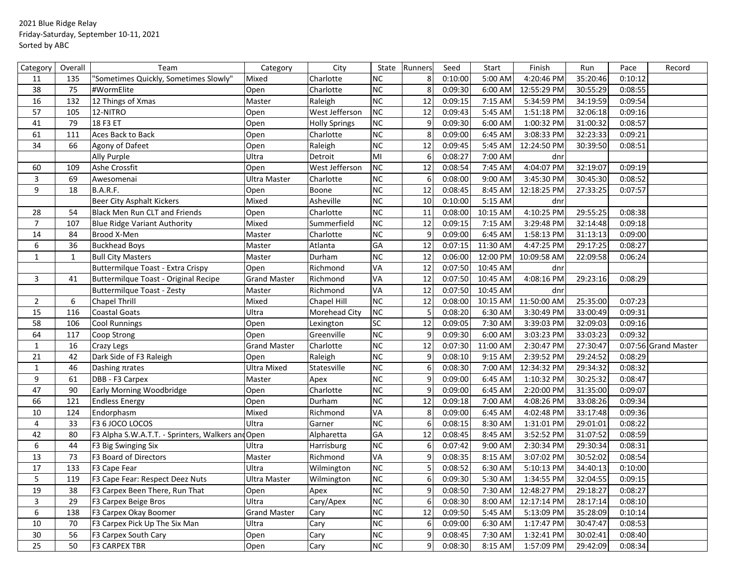2021 Blue Ridge Relay
Friday-Saturday, September 10-11, 2021
Sorted by ABC

| Category | Overall | Team | Category | City | State | Runners | Seed | Start | Finish | Run | Pace | Record |
|---|---|---|---|---|---|---|---|---|---|---|---|---|
| 11 | 135 | "Sometimes Quickly, Sometimes Slowly" | Mixed | Charlotte | NC | 8 | 0:10:00 | 5:00 AM | 4:20:46 PM | 35:20:46 | 0:10:12 | |
| 38 | 75 | #WormElite | Open | Charlotte | NC | 8 | 0:09:30 | 6:00 AM | 12:55:29 PM | 30:55:29 | 0:08:55 | |
| 16 | 132 | 12 Things of Xmas | Master | Raleigh | NC | 12 | 0:09:15 | 7:15 AM | 5:34:59 PM | 34:19:59 | 0:09:54 | |
| 57 | 105 | 12-NITRO | Open | West Jefferson | NC | 12 | 0:09:43 | 5:45 AM | 1:51:18 PM | 32:06:18 | 0:09:16 | |
| 41 | 79 | 18 F3 ET | Open | Holly Springs | NC | 9 | 0:09:30 | 6:00 AM | 1:00:32 PM | 31:00:32 | 0:08:57 | |
| 61 | 111 | Aces Back to Back | Open | Charlotte | NC | 8 | 0:09:00 | 6:45 AM | 3:08:33 PM | 32:23:33 | 0:09:21 | |
| 34 | 66 | Agony of Dafeet | Open | Raleigh | NC | 12 | 0:09:45 | 5:45 AM | 12:24:50 PM | 30:39:50 | 0:08:51 | |
| | | Ally Purple | Ultra | Detroit | MI | 6 | 0:08:27 | 7:00 AM | dnr | | | |
| 60 | 109 | Ashe Crossfit | Open | West Jefferson | NC | 12 | 0:08:54 | 7:45 AM | 4:04:07 PM | 32:19:07 | 0:09:19 | |
| 3 | 69 | Awesomenai | Ultra Master | Charlotte | NC | 6 | 0:08:00 | 9:00 AM | 3:45:30 PM | 30:45:30 | 0:08:52 | |
| 9 | 18 | B.A.R.F. | Open | Boone | NC | 12 | 0:08:45 | 8:45 AM | 12:18:25 PM | 27:33:25 | 0:07:57 | |
| | | Beer City Asphalt Kickers | Mixed | Asheville | NC | 10 | 0:10:00 | 5:15 AM | dnr | | | |
| 28 | 54 | Black Men Run CLT and Friends | Open | Charlotte | NC | 11 | 0:08:00 | 10:15 AM | 4:10:25 PM | 29:55:25 | 0:08:38 | |
| 7 | 107 | Blue Ridge Variant Authority | Mixed | Summerfield | NC | 12 | 0:09:15 | 7:15 AM | 3:29:48 PM | 32:14:48 | 0:09:18 | |
| 14 | 84 | Brood X-Men | Master | Charlotte | NC | 9 | 0:09:00 | 6:45 AM | 1:58:13 PM | 31:13:13 | 0:09:00 | |
| 6 | 36 | Buckhead Boys | Master | Atlanta | GA | 12 | 0:07:15 | 11:30 AM | 4:47:25 PM | 29:17:25 | 0:08:27 | |
| 1 | 1 | Bull City Masters | Master | Durham | NC | 12 | 0:06:00 | 12:00 PM | 10:09:58 AM | 22:09:58 | 0:06:24 | |
| | | Buttermilque Toast - Extra Crispy | Open | Richmond | VA | 12 | 0:07:50 | 10:45 AM | dnr | | | |
| 3 | 41 | Buttermilque Toast - Original Recipe | Grand Master | Richmond | VA | 12 | 0:07:50 | 10:45 AM | 4:08:16 PM | 29:23:16 | 0:08:29 | |
| | | Buttermilque Toast - Zesty | Master | Richmond | VA | 12 | 0:07:50 | 10:45 AM | dnr | | | |
| 2 | 6 | Chapel Thrill | Mixed | Chapel Hill | NC | 12 | 0:08:00 | 10:15 AM | 11:50:00 AM | 25:35:00 | 0:07:23 | |
| 15 | 116 | Coastal Goats | Ultra | Morehead City | NC | 5 | 0:08:20 | 6:30 AM | 3:30:49 PM | 33:00:49 | 0:09:31 | |
| 58 | 106 | Cool Runnings | Open | Lexington | SC | 12 | 0:09:05 | 7:30 AM | 3:39:03 PM | 32:09:03 | 0:09:16 | |
| 64 | 117 | Coop Strong | Open | Greenville | NC | 9 | 0:09:30 | 6:00 AM | 3:03:23 PM | 33:03:23 | 0:09:32 | |
| 1 | 16 | Crazy Legs | Grand Master | Charlotte | NC | 12 | 0:07:30 | 11:00 AM | 2:30:47 PM | 27:30:47 | 0:07:56 | Grand Master |
| 21 | 42 | Dark Side of F3 Raleigh | Open | Raleigh | NC | 9 | 0:08:10 | 9:15 AM | 2:39:52 PM | 29:24:52 | 0:08:29 | |
| 1 | 46 | Dashing πrates | Ultra Mixed | Statesville | NC | 6 | 0:08:30 | 7:00 AM | 12:34:32 PM | 29:34:32 | 0:08:32 | |
| 9 | 61 | DBB - F3 Carpex | Master | Apex | NC | 9 | 0:09:00 | 6:45 AM | 1:10:32 PM | 30:25:32 | 0:08:47 | |
| 47 | 90 | Early Morning Woodbridge | Open | Charlotte | NC | 9 | 0:09:00 | 6:45 AM | 2:20:00 PM | 31:35:00 | 0:09:07 | |
| 66 | 121 | Endless Energy | Open | Durham | NC | 12 | 0:09:18 | 7:00 AM | 4:08:26 PM | 33:08:26 | 0:09:34 | |
| 10 | 124 | Endorphasm | Mixed | Richmond | VA | 8 | 0:09:00 | 6:45 AM | 4:02:48 PM | 33:17:48 | 0:09:36 | |
| 4 | 33 | F3 6 JOCO LOCOS | Ultra | Garner | NC | 6 | 0:08:15 | 8:30 AM | 1:31:01 PM | 29:01:01 | 0:08:22 | |
| 42 | 80 | F3 Alpha S.W.A.T.T. - Sprinters, Walkers and | Open | Alpharetta | GA | 12 | 0:08:45 | 8:45 AM | 3:52:52 PM | 31:07:52 | 0:08:59 | |
| 6 | 44 | F3 Big Swinging Six | Ultra | Harrisburg | NC | 6 | 0:07:42 | 9:00 AM | 2:30:34 PM | 29:30:34 | 0:08:31 | |
| 13 | 73 | F3 Board of Directors | Master | Richmond | VA | 9 | 0:08:35 | 8:15 AM | 3:07:02 PM | 30:52:02 | 0:08:54 | |
| 17 | 133 | F3 Cape Fear | Ultra | Wilmington | NC | 5 | 0:08:52 | 6:30 AM | 5:10:13 PM | 34:40:13 | 0:10:00 | |
| 5 | 119 | F3 Cape Fear: Respect Deez Nuts | Ultra Master | Wilmington | NC | 6 | 0:09:30 | 5:30 AM | 1:34:55 PM | 32:04:55 | 0:09:15 | |
| 19 | 38 | F3 Carpex Been There, Run That | Open | Apex | NC | 9 | 0:08:50 | 7:30 AM | 12:48:27 PM | 29:18:27 | 0:08:27 | |
| 3 | 29 | F3 Carpex Beige Bros | Ultra | Cary/Apex | NC | 6 | 0:08:30 | 8:00 AM | 12:17:14 PM | 28:17:14 | 0:08:10 | |
| 6 | 138 | F3 Carpex Okay Boomer | Grand Master | Cary | NC | 12 | 0:09:50 | 5:45 AM | 5:13:09 PM | 35:28:09 | 0:10:14 | |
| 10 | 70 | F3 Carpex Pick Up The Six Man | Ultra | Cary | NC | 6 | 0:09:00 | 6:30 AM | 1:17:47 PM | 30:47:47 | 0:08:53 | |
| 30 | 56 | F3 Carpex South Cary | Open | Cary | NC | 9 | 0:08:45 | 7:30 AM | 1:32:41 PM | 30:02:41 | 0:08:40 | |
| 25 | 50 | F3 CARPEX TBR | Open | Cary | NC | 9 | 0:08:30 | 8:15 AM | 1:57:09 PM | 29:42:09 | 0:08:34 | |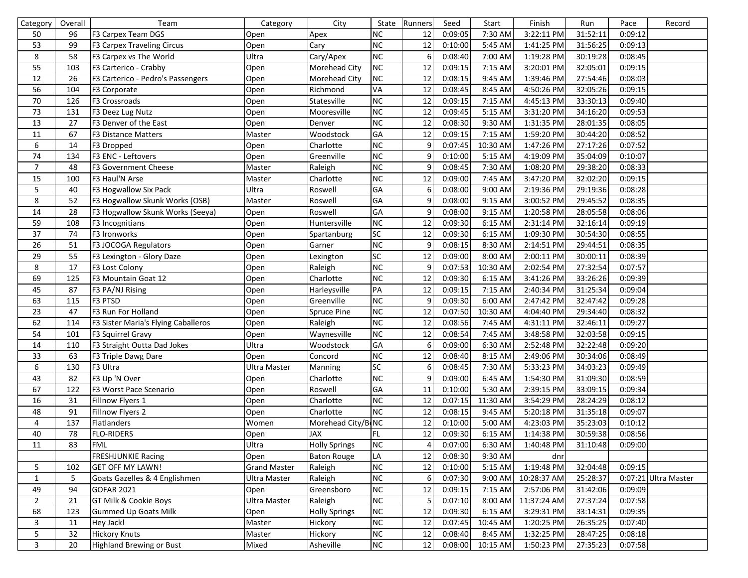| Category | Overall | Team | Category | City | State | Runners | Seed | Start | Finish | Run | Pace | Record |
|---|---|---|---|---|---|---|---|---|---|---|---|---|
| 50 | 96 | F3 Carpex Team DGS | Open | Apex | NC | 12 | 0:09:05 | 7:30 AM | 3:22:11 PM | 31:52:11 | 0:09:12 | |
| 53 | 99 | F3 Carpex Traveling Circus | Open | Cary | NC | 12 | 0:10:00 | 5:45 AM | 1:41:25 PM | 31:56:25 | 0:09:13 | |
| 8 | 58 | F3 Carpex vs The World | Ultra | Cary/Apex | NC | 6 | 0:08:40 | 7:00 AM | 1:19:28 PM | 30:19:28 | 0:08:45 | |
| 55 | 103 | F3 Carterico - Crabby | Open | Morehead City | NC | 12 | 0:09:15 | 7:15 AM | 3:20:01 PM | 32:05:01 | 0:09:15 | |
| 12 | 26 | F3 Carterico - Pedro's Passengers | Open | Morehead City | NC | 12 | 0:08:15 | 9:45 AM | 1:39:46 PM | 27:54:46 | 0:08:03 | |
| 56 | 104 | F3 Corporate | Open | Richmond | VA | 12 | 0:08:45 | 8:45 AM | 4:50:26 PM | 32:05:26 | 0:09:15 | |
| 70 | 126 | F3 Crossroads | Open | Statesville | NC | 12 | 0:09:15 | 7:15 AM | 4:45:13 PM | 33:30:13 | 0:09:40 | |
| 73 | 131 | F3 Deez Lug Nutz | Open | Mooresville | NC | 12 | 0:09:45 | 5:15 AM | 3:31:20 PM | 34:16:20 | 0:09:53 | |
| 13 | 27 | F3 Denver of the East | Open | Denver | NC | 12 | 0:08:30 | 9:30 AM | 1:31:35 PM | 28:01:35 | 0:08:05 | |
| 11 | 67 | F3 Distance Matters | Master | Woodstock | GA | 12 | 0:09:15 | 7:15 AM | 1:59:20 PM | 30:44:20 | 0:08:52 | |
| 6 | 14 | F3 Dropped | Open | Charlotte | NC | 9 | 0:07:45 | 10:30 AM | 1:47:26 PM | 27:17:26 | 0:07:52 | |
| 74 | 134 | F3 ENC - Leftovers | Open | Greenville | NC | 9 | 0:10:00 | 5:15 AM | 4:19:09 PM | 35:04:09 | 0:10:07 | |
| 7 | 48 | F3 Government Cheese | Master | Raleigh | NC | 9 | 0:08:45 | 7:30 AM | 1:08:20 PM | 29:38:20 | 0:08:33 | |
| 15 | 100 | F3 Haul'N Arse | Master | Charlotte | NC | 12 | 0:09:00 | 7:45 AM | 3:47:20 PM | 32:02:20 | 0:09:15 | |
| 5 | 40 | F3 Hogwallow Six Pack | Ultra | Roswell | GA | 6 | 0:08:00 | 9:00 AM | 2:19:36 PM | 29:19:36 | 0:08:28 | |
| 8 | 52 | F3 Hogwallow Skunk Works (OSB) | Master | Roswell | GA | 9 | 0:08:00 | 9:15 AM | 3:00:52 PM | 29:45:52 | 0:08:35 | |
| 14 | 28 | F3 Hogwallow Skunk Works (Seeya) | Open | Roswell | GA | 9 | 0:08:00 | 9:15 AM | 1:20:58 PM | 28:05:58 | 0:08:06 | |
| 59 | 108 | F3 Incognitians | Open | Huntersville | NC | 12 | 0:09:30 | 6:15 AM | 2:31:14 PM | 32:16:14 | 0:09:19 | |
| 37 | 74 | F3 Ironworks | Open | Spartanburg | SC | 12 | 0:09:30 | 6:15 AM | 1:09:30 PM | 30:54:30 | 0:08:55 | |
| 26 | 51 | F3 JOCOGA Regulators | Open | Garner | NC | 9 | 0:08:15 | 8:30 AM | 2:14:51 PM | 29:44:51 | 0:08:35 | |
| 29 | 55 | F3 Lexington - Glory Daze | Open | Lexington | SC | 12 | 0:09:00 | 8:00 AM | 2:00:11 PM | 30:00:11 | 0:08:39 | |
| 8 | 17 | F3 Lost Colony | Open | Raleigh | NC | 9 | 0:07:53 | 10:30 AM | 2:02:54 PM | 27:32:54 | 0:07:57 | |
| 69 | 125 | F3 Mountain Goat 12 | Open | Charlotte | NC | 12 | 0:09:30 | 6:15 AM | 3:41:26 PM | 33:26:26 | 0:09:39 | |
| 45 | 87 | F3 PA/NJ Rising | Open | Harleysville | PA | 12 | 0:09:15 | 7:15 AM | 2:40:34 PM | 31:25:34 | 0:09:04 | |
| 63 | 115 | F3 PTSD | Open | Greenville | NC | 9 | 0:09:30 | 6:00 AM | 2:47:42 PM | 32:47:42 | 0:09:28 | |
| 23 | 47 | F3 Run For Holland | Open | Spruce Pine | NC | 12 | 0:07:50 | 10:30 AM | 4:04:40 PM | 29:34:40 | 0:08:32 | |
| 62 | 114 | F3 Sister Maria's Flying Caballeros | Open | Raleigh | NC | 12 | 0:08:56 | 7:45 AM | 4:31:11 PM | 32:46:11 | 0:09:27 | |
| 54 | 101 | F3 Squirrel Gravy | Open | Waynesville | NC | 12 | 0:08:54 | 7:45 AM | 3:48:58 PM | 32:03:58 | 0:09:15 | |
| 14 | 110 | F3 Straight Outta Dad Jokes | Ultra | Woodstock | GA | 6 | 0:09:00 | 6:30 AM | 2:52:48 PM | 32:22:48 | 0:09:20 | |
| 33 | 63 | F3 Triple Dawg Dare | Open | Concord | NC | 12 | 0:08:40 | 8:15 AM | 2:49:06 PM | 30:34:06 | 0:08:49 | |
| 6 | 130 | F3 Ultra | Ultra Master | Manning | SC | 6 | 0:08:45 | 7:30 AM | 5:33:23 PM | 34:03:23 | 0:09:49 | |
| 43 | 82 | F3 Up 'N Over | Open | Charlotte | NC | 9 | 0:09:00 | 6:45 AM | 1:54:30 PM | 31:09:30 | 0:08:59 | |
| 67 | 122 | F3 Worst Pace Scenario | Open | Roswell | GA | 11 | 0:10:00 | 5:30 AM | 2:39:15 PM | 33:09:15 | 0:09:34 | |
| 16 | 31 | Fillnow Flyers 1 | Open | Charlotte | NC | 12 | 0:07:15 | 11:30 AM | 3:54:29 PM | 28:24:29 | 0:08:12 | |
| 48 | 91 | Fillnow Flyers 2 | Open | Charlotte | NC | 12 | 0:08:15 | 9:45 AM | 5:20:18 PM | 31:35:18 | 0:09:07 | |
| 4 | 137 | Flatlanders | Women | Morehead City/B | NC | 12 | 0:10:00 | 5:00 AM | 4:23:03 PM | 35:23:03 | 0:10:12 | |
| 40 | 78 | FLO-RIDERS | Open | JAX | FL | 12 | 0:09:30 | 6:15 AM | 1:14:38 PM | 30:59:38 | 0:08:56 | |
| 11 | 83 | FML | Ultra | Holly Springs | NC | 4 | 0:07:00 | 6:30 AM | 1:40:48 PM | 31:10:48 | 0:09:00 | |
| | | FRESHJUNKIE Racing | Open | Baton Rouge | LA | 12 | 0:08:30 | 9:30 AM | dnr | | | |
| 5 | 102 | GET OFF MY LAWN! | Grand Master | Raleigh | NC | 12 | 0:10:00 | 5:15 AM | 1:19:48 PM | 32:04:48 | 0:09:15 | |
| 1 | 5 | Goats Gazelles & 4 Englishmen | Ultra Master | Raleigh | NC | 6 | 0:07:30 | 9:00 AM | 10:28:37 AM | 25:28:37 | 0:07:21 | Ultra Master |
| 49 | 94 | GOFAR 2021 | Open | Greensboro | NC | 12 | 0:09:15 | 7:15 AM | 2:57:06 PM | 31:42:06 | 0:09:09 | |
| 2 | 21 | GT Milk & Cookie Boys | Ultra Master | Raleigh | NC | 5 | 0:07:10 | 8:00 AM | 11:37:24 AM | 27:37:24 | 0:07:58 | |
| 68 | 123 | Gummed Up Goats Milk | Open | Holly Springs | NC | 12 | 0:09:30 | 6:15 AM | 3:29:31 PM | 33:14:31 | 0:09:35 | |
| 3 | 11 | Hey Jack! | Master | Hickory | NC | 12 | 0:07:45 | 10:45 AM | 1:20:25 PM | 26:35:25 | 0:07:40 | |
| 5 | 32 | Hickory Knuts | Master | Hickory | NC | 12 | 0:08:40 | 8:45 AM | 1:32:25 PM | 28:47:25 | 0:08:18 | |
| 3 | 20 | Highland Brewing or Bust | Mixed | Asheville | NC | 12 | 0:08:00 | 10:15 AM | 1:50:23 PM | 27:35:23 | 0:07:58 | |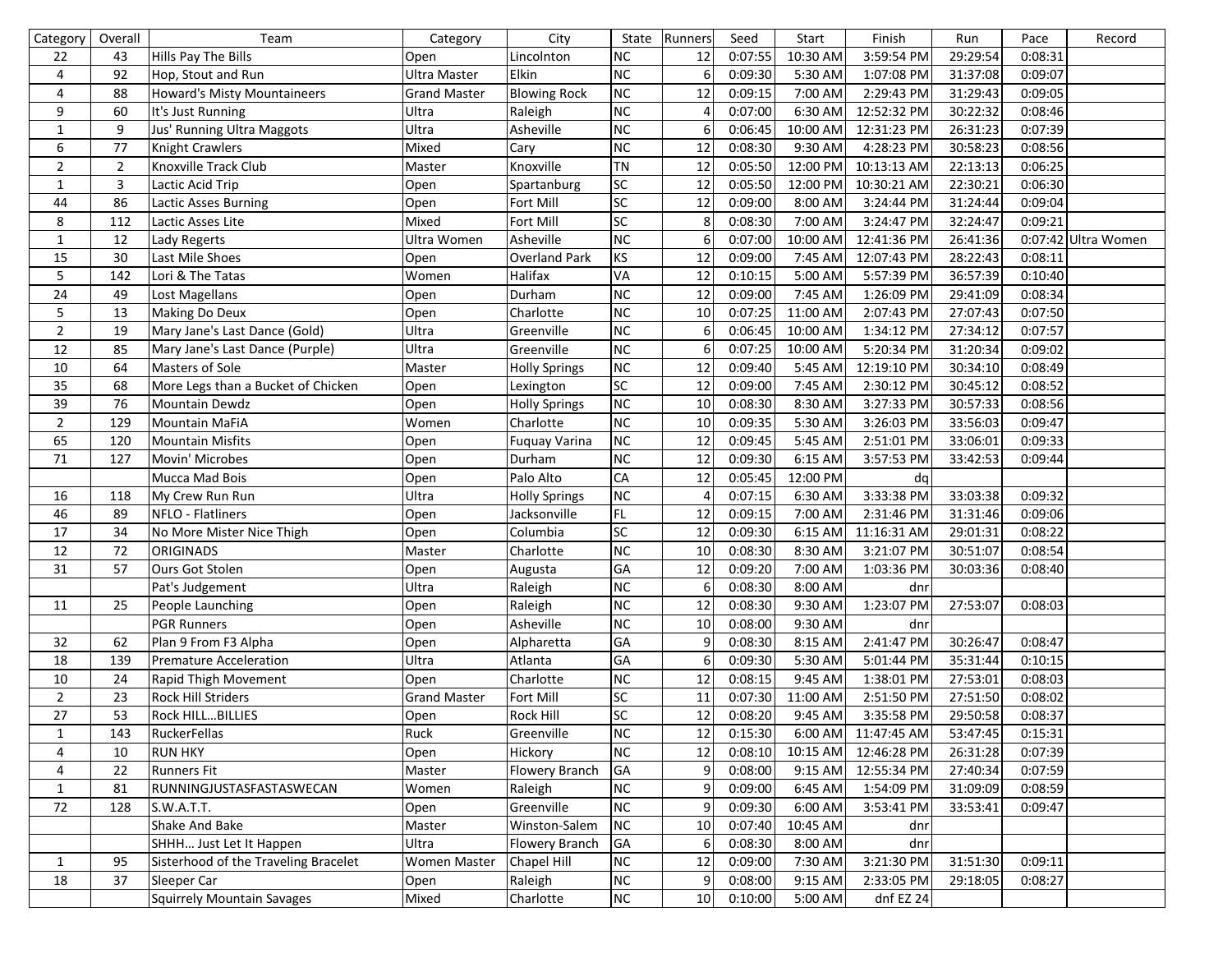| Category | Overall | Team | Category | City | State | Runners | Seed | Start | Finish | Run | Pace | Record |
|---|---|---|---|---|---|---|---|---|---|---|---|---|
| 22 | 43 | Hills Pay The Bills | Open | Lincolnton | NC | 12 | 0:07:55 | 10:30 AM | 3:59:54 PM | 29:29:54 | 0:08:31 | |
| 4 | 92 | Hop, Stout and Run | Ultra Master | Elkin | NC | 6 | 0:09:30 | 5:30 AM | 1:07:08 PM | 31:37:08 | 0:09:07 | |
| 4 | 88 | Howard's Misty Mountaineers | Grand Master | Blowing Rock | NC | 12 | 0:09:15 | 7:00 AM | 2:29:43 PM | 31:29:43 | 0:09:05 | |
| 9 | 60 | It's Just Running | Ultra | Raleigh | NC | 4 | 0:07:00 | 6:30 AM | 12:52:32 PM | 30:22:32 | 0:08:46 | |
| 1 | 9 | Jus' Running Ultra Maggots | Ultra | Asheville | NC | 6 | 0:06:45 | 10:00 AM | 12:31:23 PM | 26:31:23 | 0:07:39 | |
| 6 | 77 | Knight Crawlers | Mixed | Cary | NC | 12 | 0:08:30 | 9:30 AM | 4:28:23 PM | 30:58:23 | 0:08:56 | |
| 2 | 2 | Knoxville Track Club | Master | Knoxville | TN | 12 | 0:05:50 | 12:00 PM | 10:13:13 AM | 22:13:13 | 0:06:25 | |
| 1 | 3 | Lactic Acid Trip | Open | Spartanburg | SC | 12 | 0:05:50 | 12:00 PM | 10:30:21 AM | 22:30:21 | 0:06:30 | |
| 44 | 86 | Lactic Asses Burning | Open | Fort Mill | SC | 12 | 0:09:00 | 8:00 AM | 3:24:44 PM | 31:24:44 | 0:09:04 | |
| 8 | 112 | Lactic Asses Lite | Mixed | Fort Mill | SC | 8 | 0:08:30 | 7:00 AM | 3:24:47 PM | 32:24:47 | 0:09:21 | |
| 1 | 12 | Lady Regerts | Ultra Women | Asheville | NC | 6 | 0:07:00 | 10:00 AM | 12:41:36 PM | 26:41:36 | 0:07:42 | Ultra Women |
| 15 | 30 | Last Mile Shoes | Open | Overland Park | KS | 12 | 0:09:00 | 7:45 AM | 12:07:43 PM | 28:22:43 | 0:08:11 | |
| 5 | 142 | Lori & The Tatas | Women | Halifax | VA | 12 | 0:10:15 | 5:00 AM | 5:57:39 PM | 36:57:39 | 0:10:40 | |
| 24 | 49 | Lost Magellans | Open | Durham | NC | 12 | 0:09:00 | 7:45 AM | 1:26:09 PM | 29:41:09 | 0:08:34 | |
| 5 | 13 | Making Do Deux | Open | Charlotte | NC | 10 | 0:07:25 | 11:00 AM | 2:07:43 PM | 27:07:43 | 0:07:50 | |
| 2 | 19 | Mary Jane's Last Dance (Gold) | Ultra | Greenville | NC | 6 | 0:06:45 | 10:00 AM | 1:34:12 PM | 27:34:12 | 0:07:57 | |
| 12 | 85 | Mary Jane's Last Dance (Purple) | Ultra | Greenville | NC | 6 | 0:07:25 | 10:00 AM | 5:20:34 PM | 31:20:34 | 0:09:02 | |
| 10 | 64 | Masters of Sole | Master | Holly Springs | NC | 12 | 0:09:40 | 5:45 AM | 12:19:10 PM | 30:34:10 | 0:08:49 | |
| 35 | 68 | More Legs than a Bucket of Chicken | Open | Lexington | SC | 12 | 0:09:00 | 7:45 AM | 2:30:12 PM | 30:45:12 | 0:08:52 | |
| 39 | 76 | Mountain Dewdz | Open | Holly Springs | NC | 10 | 0:08:30 | 8:30 AM | 3:27:33 PM | 30:57:33 | 0:08:56 | |
| 2 | 129 | Mountain MaFiA | Women | Charlotte | NC | 10 | 0:09:35 | 5:30 AM | 3:26:03 PM | 33:56:03 | 0:09:47 | |
| 65 | 120 | Mountain Misfits | Open | Fuquay Varina | NC | 12 | 0:09:45 | 5:45 AM | 2:51:01 PM | 33:06:01 | 0:09:33 | |
| 71 | 127 | Movin' Microbes | Open | Durham | NC | 12 | 0:09:30 | 6:15 AM | 3:57:53 PM | 33:42:53 | 0:09:44 | |
| | | Mucca Mad Bois | Open | Palo Alto | CA | 12 | 0:05:45 | 12:00 PM | dq | | | |
| 16 | 118 | My Crew Run Run | Ultra | Holly Springs | NC | 4 | 0:07:15 | 6:30 AM | 3:33:38 PM | 33:03:38 | 0:09:32 | |
| 46 | 89 | NFLO - Flatliners | Open | Jacksonville | FL | 12 | 0:09:15 | 7:00 AM | 2:31:46 PM | 31:31:46 | 0:09:06 | |
| 17 | 34 | No More Mister Nice Thigh | Open | Columbia | SC | 12 | 0:09:30 | 6:15 AM | 11:16:31 AM | 29:01:31 | 0:08:22 | |
| 12 | 72 | ORIGINADS | Master | Charlotte | NC | 10 | 0:08:30 | 8:30 AM | 3:21:07 PM | 30:51:07 | 0:08:54 | |
| 31 | 57 | Ours Got Stolen | Open | Augusta | GA | 12 | 0:09:20 | 7:00 AM | 1:03:36 PM | 30:03:36 | 0:08:40 | |
| | | Pat's Judgement | Ultra | Raleigh | NC | 6 | 0:08:30 | 8:00 AM | dnr | | | |
| 11 | 25 | People Launching | Open | Raleigh | NC | 12 | 0:08:30 | 9:30 AM | 1:23:07 PM | 27:53:07 | 0:08:03 | |
| | | PGR Runners | Open | Asheville | NC | 10 | 0:08:00 | 9:30 AM | dnr | | | |
| 32 | 62 | Plan 9 From F3 Alpha | Open | Alpharetta | GA | 9 | 0:08:30 | 8:15 AM | 2:41:47 PM | 30:26:47 | 0:08:47 | |
| 18 | 139 | Premature Acceleration | Ultra | Atlanta | GA | 6 | 0:09:30 | 5:30 AM | 5:01:44 PM | 35:31:44 | 0:10:15 | |
| 10 | 24 | Rapid Thigh Movement | Open | Charlotte | NC | 12 | 0:08:15 | 9:45 AM | 1:38:01 PM | 27:53:01 | 0:08:03 | |
| 2 | 23 | Rock Hill Striders | Grand Master | Fort Mill | SC | 11 | 0:07:30 | 11:00 AM | 2:51:50 PM | 27:51:50 | 0:08:02 | |
| 27 | 53 | Rock HILL...BILLIES | Open | Rock Hill | SC | 12 | 0:08:20 | 9:45 AM | 3:35:58 PM | 29:50:58 | 0:08:37 | |
| 1 | 143 | RuckerFellas | Ruck | Greenville | NC | 12 | 0:15:30 | 6:00 AM | 11:47:45 AM | 53:47:45 | 0:15:31 | |
| 4 | 10 | RUN HKY | Open | Hickory | NC | 12 | 0:08:10 | 10:15 AM | 12:46:28 PM | 26:31:28 | 0:07:39 | |
| 4 | 22 | Runners Fit | Master | Flowery Branch | GA | 9 | 0:08:00 | 9:15 AM | 12:55:34 PM | 27:40:34 | 0:07:59 | |
| 1 | 81 | RUNNINGJUSTASFASTASWECAN | Women | Raleigh | NC | 9 | 0:09:00 | 6:45 AM | 1:54:09 PM | 31:09:09 | 0:08:59 | |
| 72 | 128 | S.W.A.T.T. | Open | Greenville | NC | 9 | 0:09:30 | 6:00 AM | 3:53:41 PM | 33:53:41 | 0:09:47 | |
| | | Shake And Bake | Master | Winston-Salem | NC | 10 | 0:07:40 | 10:45 AM | dnr | | | |
| | | SHHH... Just Let It Happen | Ultra | Flowery Branch | GA | 6 | 0:08:30 | 8:00 AM | dnr | | | |
| 1 | 95 | Sisterhood of the Traveling Bracelet | Women Master | Chapel Hill | NC | 12 | 0:09:00 | 7:30 AM | 3:21:30 PM | 31:51:30 | 0:09:11 | |
| 18 | 37 | Sleeper Car | Open | Raleigh | NC | 9 | 0:08:00 | 9:15 AM | 2:33:05 PM | 29:18:05 | 0:08:27 | |
| | | Squirrely Mountain Savages | Mixed | Charlotte | NC | 10 | 0:10:00 | 5:00 AM | dnf EZ 24 | | | |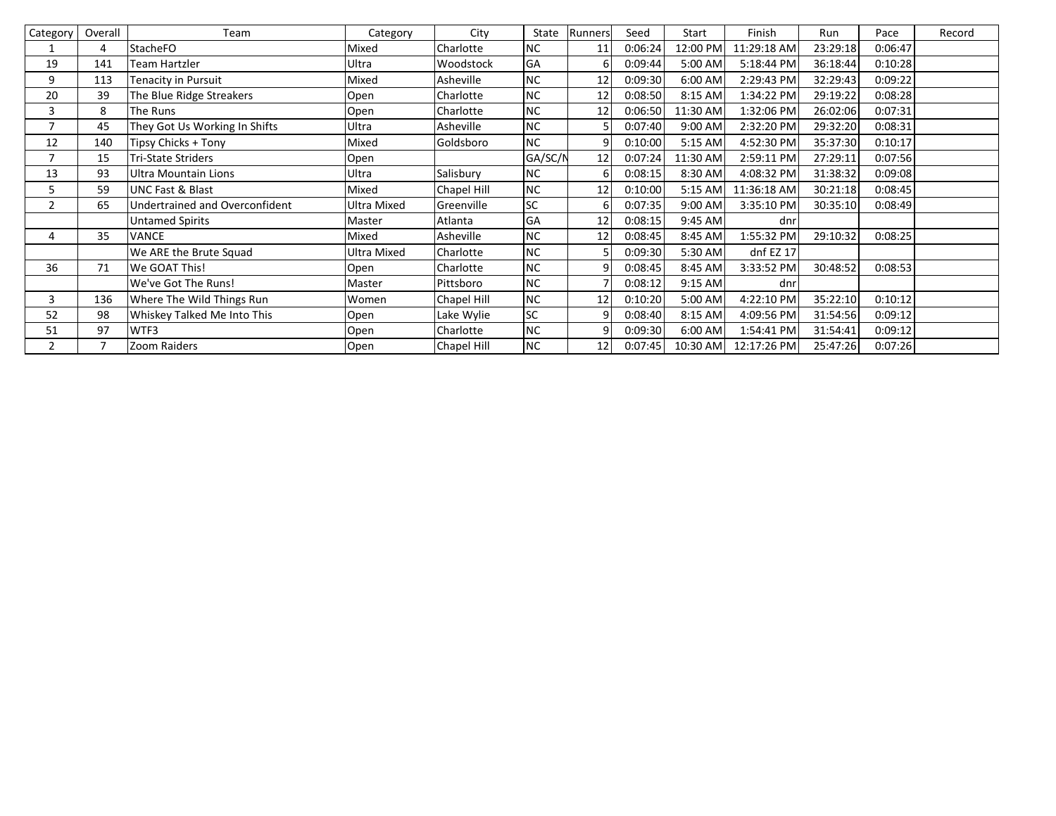| Category | Overall | Team | Category | City | State | Runners | Seed | Start | Finish | Run | Pace | Record |
|---|---|---|---|---|---|---|---|---|---|---|---|---|
| 1 | 4 | StacheFO | Mixed | Charlotte | NC | 11 | 0:06:24 | 12:00 PM | 11:29:18 AM | 23:29:18 | 0:06:47 | |
| 19 | 141 | Team Hartzler | Ultra | Woodstock | GA | 6 | 0:09:44 | 5:00 AM | 5:18:44 PM | 36:18:44 | 0:10:28 | |
| 9 | 113 | Tenacity in Pursuit | Mixed | Asheville | NC | 12 | 0:09:30 | 6:00 AM | 2:29:43 PM | 32:29:43 | 0:09:22 | |
| 20 | 39 | The Blue Ridge Streakers | Open | Charlotte | NC | 12 | 0:08:50 | 8:15 AM | 1:34:22 PM | 29:19:22 | 0:08:28 | |
| 3 | 8 | The Runs | Open | Charlotte | NC | 12 | 0:06:50 | 11:30 AM | 1:32:06 PM | 26:02:06 | 0:07:31 | |
| 7 | 45 | They Got Us Working In Shifts | Ultra | Asheville | NC | 5 | 0:07:40 | 9:00 AM | 2:32:20 PM | 29:32:20 | 0:08:31 | |
| 12 | 140 | Tipsy Chicks + Tony | Mixed | Goldsboro | NC | 9 | 0:10:00 | 5:15 AM | 4:52:30 PM | 35:37:30 | 0:10:17 | |
| 7 | 15 | Tri-State Striders | Open | | GA/SC/N | 12 | 0:07:24 | 11:30 AM | 2:59:11 PM | 27:29:11 | 0:07:56 | |
| 13 | 93 | Ultra Mountain Lions | Ultra | Salisbury | NC | 6 | 0:08:15 | 8:30 AM | 4:08:32 PM | 31:38:32 | 0:09:08 | |
| 5 | 59 | UNC Fast & Blast | Mixed | Chapel Hill | NC | 12 | 0:10:00 | 5:15 AM | 11:36:18 AM | 30:21:18 | 0:08:45 | |
| 2 | 65 | Undertrained and Overconfident | Ultra Mixed | Greenville | SC | 6 | 0:07:35 | 9:00 AM | 3:35:10 PM | 30:35:10 | 0:08:49 | |
| | | Untamed Spirits | Master | Atlanta | GA | 12 | 0:08:15 | 9:45 AM | dnr | | | |
| 4 | 35 | VANCE | Mixed | Asheville | NC | 12 | 0:08:45 | 8:45 AM | 1:55:32 PM | 29:10:32 | 0:08:25 | |
| | | We ARE the Brute Squad | Ultra Mixed | Charlotte | NC | 5 | 0:09:30 | 5:30 AM | dnf EZ 17 | | | |
| 36 | 71 | We GOAT This! | Open | Charlotte | NC | 9 | 0:08:45 | 8:45 AM | 3:33:52 PM | 30:48:52 | 0:08:53 | |
| | | We've Got The Runs! | Master | Pittsboro | NC | 7 | 0:08:12 | 9:15 AM | dnr | | | |
| 3 | 136 | Where The Wild Things Run | Women | Chapel Hill | NC | 12 | 0:10:20 | 5:00 AM | 4:22:10 PM | 35:22:10 | 0:10:12 | |
| 52 | 98 | Whiskey Talked Me Into This | Open | Lake Wylie | SC | 9 | 0:08:40 | 8:15 AM | 4:09:56 PM | 31:54:56 | 0:09:12 | |
| 51 | 97 | WTF3 | Open | Charlotte | NC | 9 | 0:09:30 | 6:00 AM | 1:54:41 PM | 31:54:41 | 0:09:12 | |
| 2 | 7 | Zoom Raiders | Open | Chapel Hill | NC | 12 | 0:07:45 | 10:30 AM | 12:17:26 PM | 25:47:26 | 0:07:26 | |